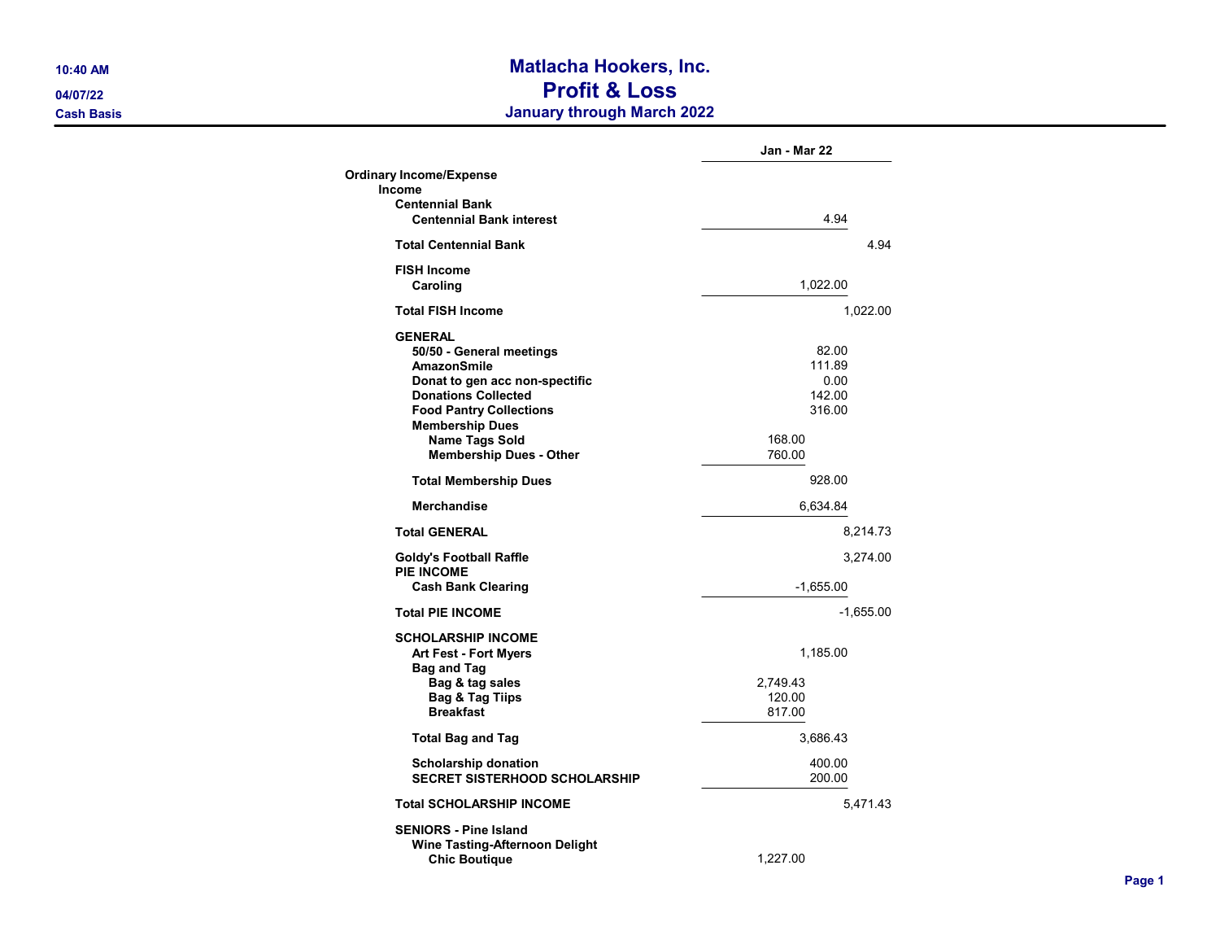# Matlacha Hookers, Inc.
## Profit & Loss
### January through March 2022

10:40 AM
04/07/22
Cash Basis

| | | Jan - Mar 22 | |
|---|---|---|---|
| **Ordinary Income/Expense** | | | |
| **Income** | | | |
| **Centennial Bank** | | | |
| **Centennial Bank interest** | | 4.94 | |
| **Total Centennial Bank** | | | 4.94 |
| **FISH Income** | | | |
| **Caroling** | | 1,022.00 | |
| **Total FISH Income** | | | 1,022.00 |
| **GENERAL** | | | |
| **50/50 - General meetings** | | 82.00 | |
| **AmazonSmile** | | 111.89 | |
| **Donat to gen acc non-spectific** | | 0.00 | |
| **Donations Collected** | | 142.00 | |
| **Food Pantry Collections** | | 316.00 | |
| **Membership Dues** | | | |
| **Name Tags Sold** | 168.00 | | |
| **Membership Dues - Other** | 760.00 | | |
| **Total Membership Dues** | | 928.00 | |
| **Merchandise** | | 6,634.84 | |
| **Total GENERAL** | | | 8,214.73 |
| **Goldy's Football Raffle** | | | 3,274.00 |
| **PIE INCOME** | | | |
| **Cash Bank Clearing** | | -1,655.00 | |
| **Total PIE INCOME** | | | -1,655.00 |
| **SCHOLARSHIP INCOME** | | | |
| **Art Fest - Fort Myers** | | 1,185.00 | |
| **Bag and Tag** | | | |
| **Bag & tag sales** | 2,749.43 | | |
| **Bag & Tag Tiips** | 120.00 | | |
| **Breakfast** | 817.00 | | |
| **Total Bag and Tag** | | 3,686.43 | |
| **Scholarship donation** | | 400.00 | |
| **SECRET SISTERHOOD SCHOLARSHIP** | | 200.00 | |
| **Total SCHOLARSHIP INCOME** | | | 5,471.43 |
| **SENIORS - Pine Island** | | | |
| **Wine Tasting-Afternoon Delight** | | | |
| **Chic Boutique** | 1,227.00 | | |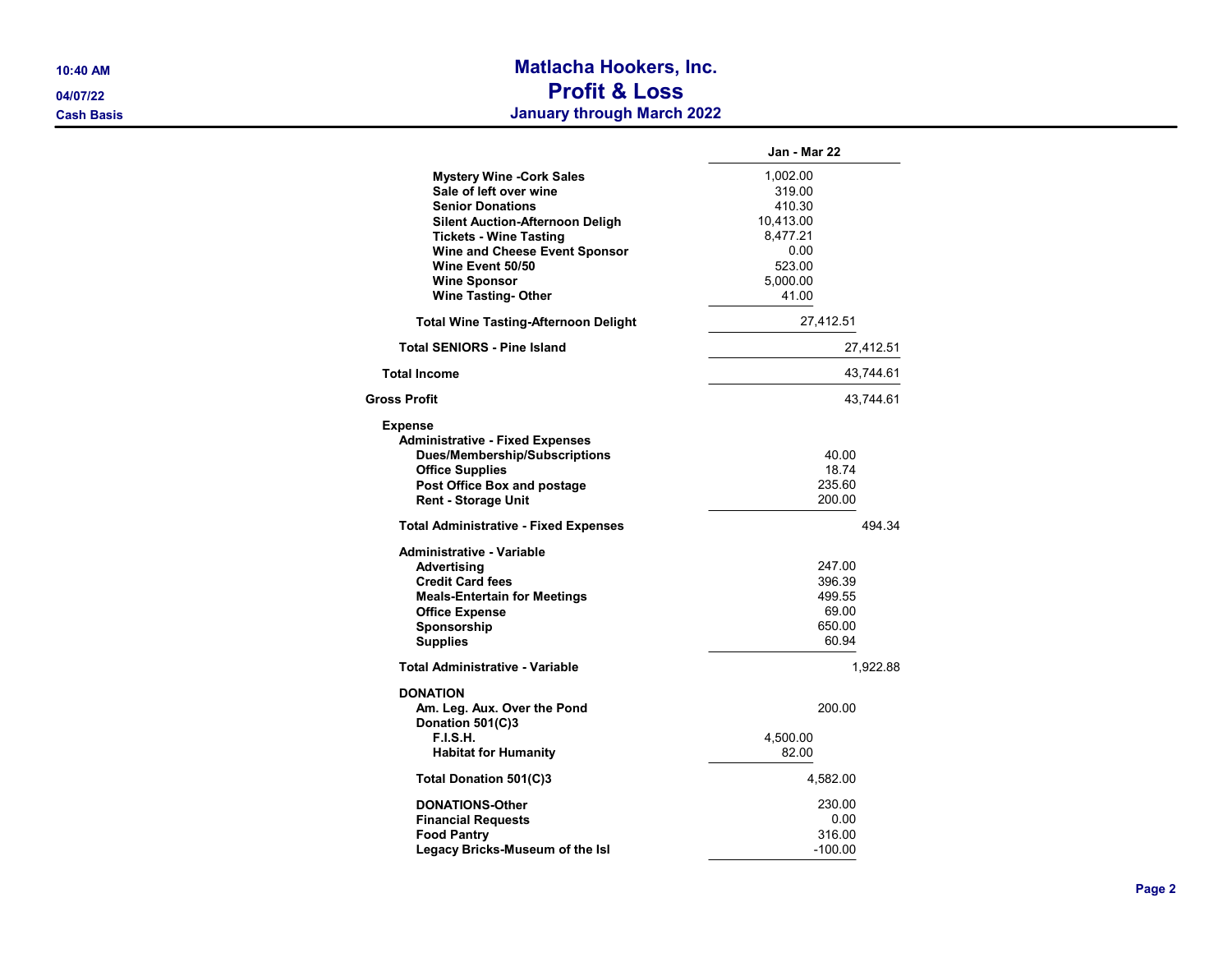# Matlacha Hookers, Inc.
## Profit & Loss
### January through March 2022

10:40 AM
04/07/22
Cash Basis

| | Jan - Mar 22 | | |
|---|---|---|---|
| Mystery Wine -Cork Sales | 1,002.00 | | |
| Sale of left over wine | 319.00 | | |
| Senior Donations | 410.30 | | |
| Silent Auction-Afternoon Deligh | 10,413.00 | | |
| Tickets - Wine Tasting | 8,477.21 | | |
| Wine and Cheese Event Sponsor | 0.00 | | |
| Wine Event 50/50 | 523.00 | | |
| Wine Sponsor | 5,000.00 | | |
| Wine Tasting- Other | 41.00 | | |
| Total Wine Tasting-Afternoon Delight | | 27,412.51 | |
| Total SENIORS - Pine Island | | | 27,412.51 |
| Total Income | | | 43,744.61 |
| Gross Profit | | | 43,744.61 |
| Expense | | | |
| Administrative - Fixed Expenses | | | |
| Dues/Membership/Subscriptions | | 40.00 | |
| Office Supplies | | 18.74 | |
| Post Office Box and postage | | 235.60 | |
| Rent - Storage Unit | | 200.00 | |
| Total Administrative - Fixed Expenses | | | 494.34 |
| Administrative - Variable | | | |
| Advertising | | 247.00 | |
| Credit Card fees | | 396.39 | |
| Meals-Entertain for Meetings | | 499.55 | |
| Office Expense | | 69.00 | |
| Sponsorship | | 650.00 | |
| Supplies | | 60.94 | |
| Total Administrative - Variable | | | 1,922.88 |
| DONATION | | | |
| Am. Leg. Aux. Over the Pond | | 200.00 | |
| Donation 501(C)3 | | | |
| F.I.S.H. | 4,500.00 | | |
| Habitat for Humanity | 82.00 | | |
| Total Donation 501(C)3 | | 4,582.00 | |
| DONATIONS-Other | | 230.00 | |
| Financial Requests | | 0.00 | |
| Food Pantry | | 316.00 | |
| Legacy Bricks-Museum of the Isl | | -100.00 | |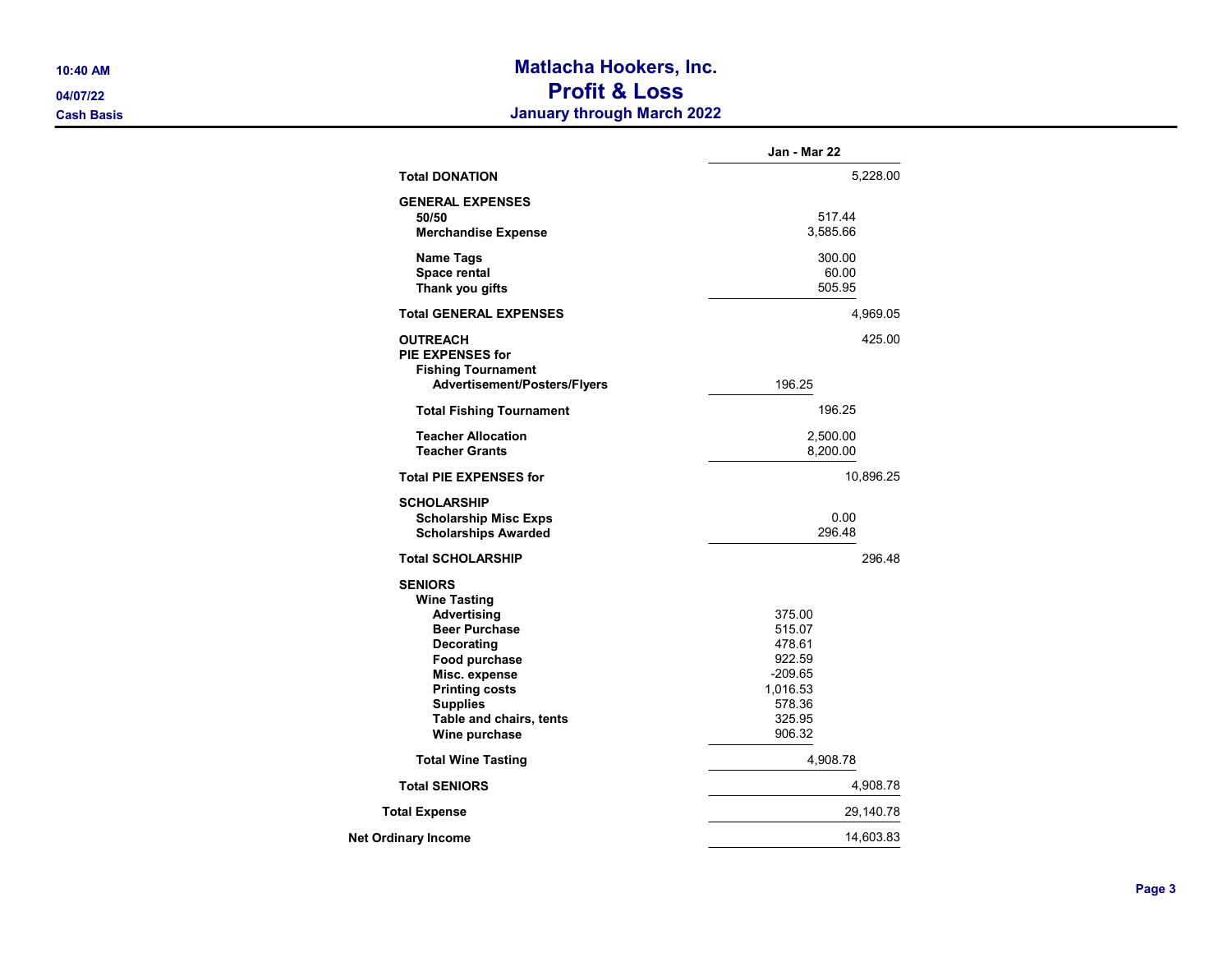# Matlacha Hookers, Inc.
## Profit & Loss
### January through March 2022

10:40 AM
04/07/22
Cash Basis

| | | | Jan - Mar 22 |
|---|---|---|---|
| **Total DONATION** | | | 5,228.00 |
| **GENERAL EXPENSES** | | | |
| **50/50** | | 517.44 | |
| **Merchandise Expense** | | 3,585.66 | |
| **Name Tags** | | 300.00 | |
| **Space rental** | | 60.00 | |
| **Thank you gifts** | | 505.95 | |
| **Total GENERAL EXPENSES** | | | 4,969.05 |
| **OUTREACH** | | | 425.00 |
| **PIE EXPENSES for** | | | |
| **Fishing Tournament** | | | |
| **Advertisement/Posters/Flyers** | 196.25 | | |
| **Total Fishing Tournament** | | 196.25 | |
| **Teacher Allocation** | | 2,500.00 | |
| **Teacher Grants** | | 8,200.00 | |
| **Total PIE EXPENSES for** | | | 10,896.25 |
| **SCHOLARSHIP** | | | |
| **Scholarship Misc Exps** | | 0.00 | |
| **Scholarships Awarded** | | 296.48 | |
| **Total SCHOLARSHIP** | | | 296.48 |
| **SENIORS** | | | |
| **Wine Tasting** | | | |
| **Advertising** | 375.00 | | |
| **Beer Purchase** | 515.07 | | |
| **Decorating** | 478.61 | | |
| **Food purchase** | 922.59 | | |
| **Misc. expense** | -209.65 | | |
| **Printing costs** | 1,016.53 | | |
| **Supplies** | 578.36 | | |
| **Table and chairs, tents** | 325.95 | | |
| **Wine purchase** | 906.32 | | |
| **Total Wine Tasting** | | 4,908.78 | |
| **Total SENIORS** | | | 4,908.78 |
| **Total Expense** | | | 29,140.78 |
| **Net Ordinary Income** | | | 14,603.83 |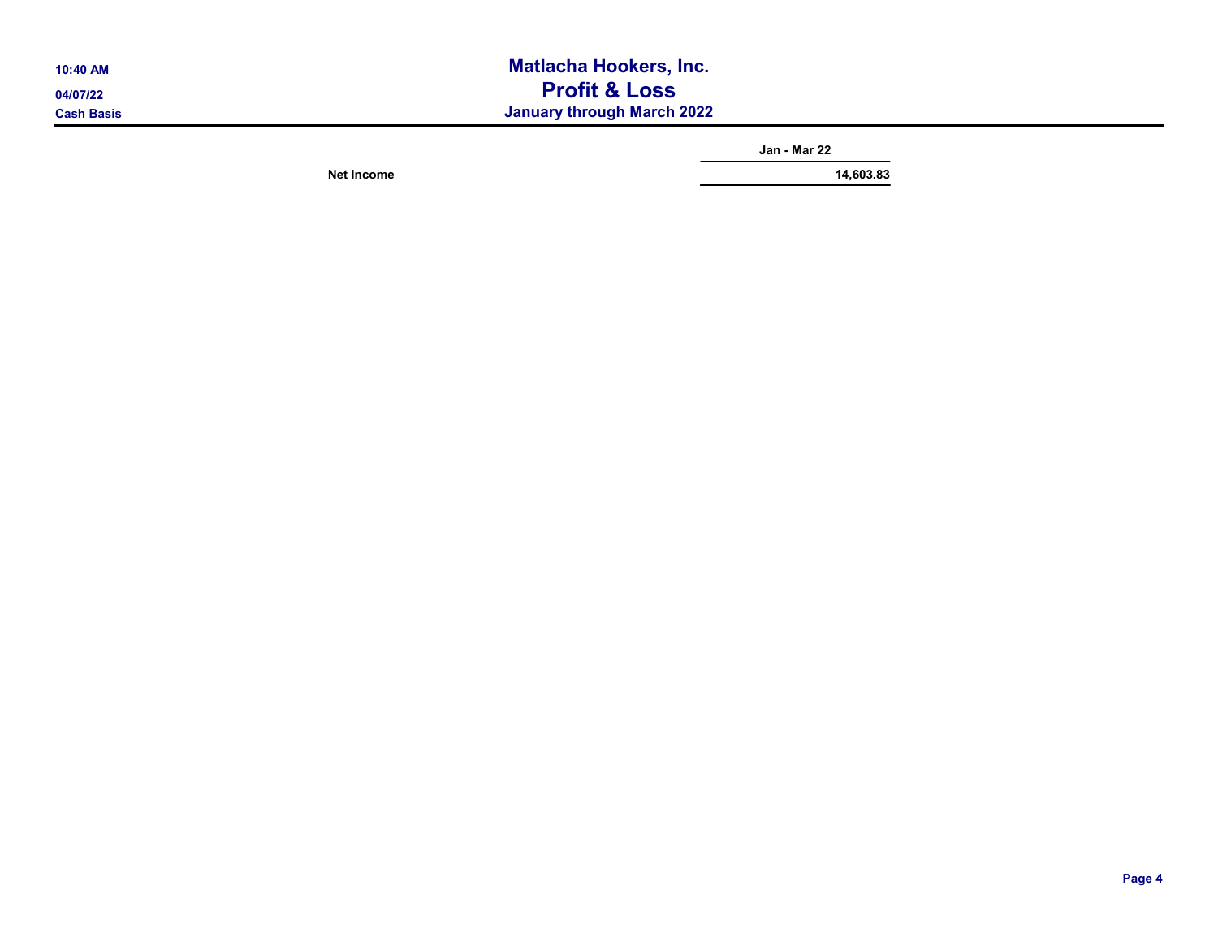# Matlacha Hookers, Inc.
## Profit & Loss
### January through March 2022

10:40 AM
04/07/22
Cash Basis

| | Jan - Mar 22 |
|---|---|
| **Net Income** | **14,603.83** |